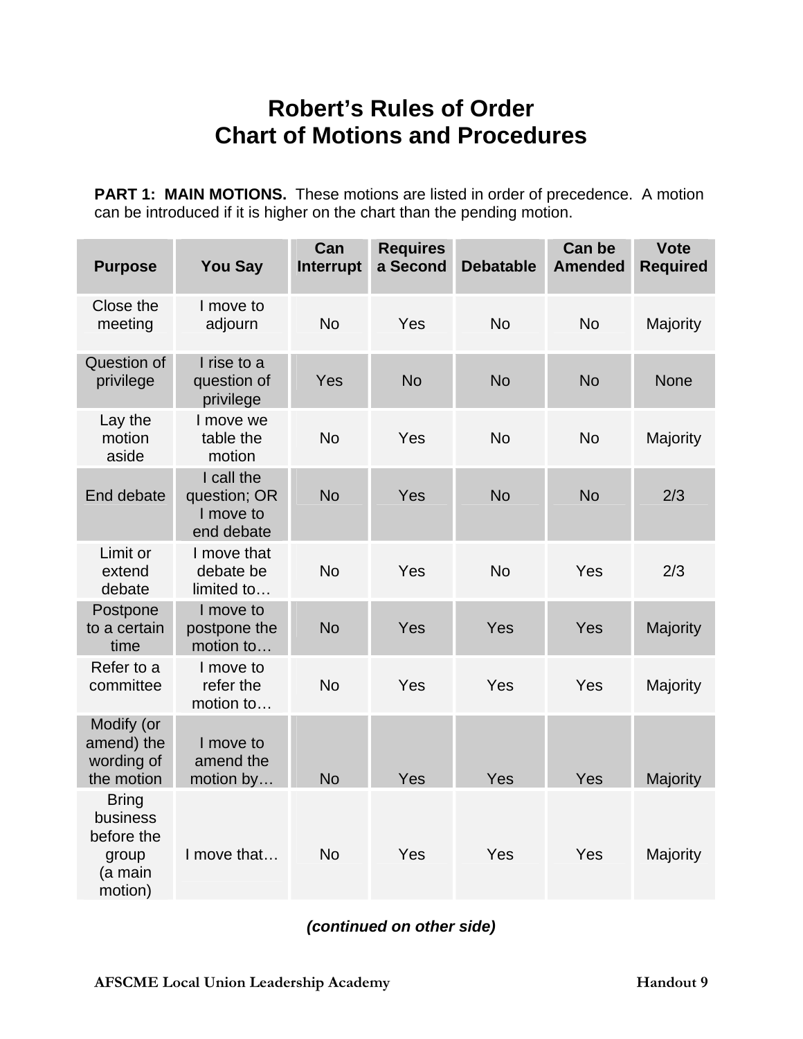# Robert's Rules of Order
# Chart of Motions and Procedures

**PART 1: MAIN MOTIONS.** These motions are listed in order of precedence. A motion can be introduced if it is higher on the chart than the pending motion.

| Purpose | You Say | Can Interrupt | Requires a Second | Debatable | Can be Amended | Vote Required |
|---|---|---|---|---|---|---|
| Close the meeting | I move to adjourn | No | Yes | No | No | Majority |
| Question of privilege | I rise to a question of privilege | Yes | No | No | No | None |
| Lay the motion aside | I move we table the motion | No | Yes | No | No | Majority |
| End debate | I call the question; OR I move to end debate | No | Yes | No | No | 2/3 |
| Limit or extend debate | I move that debate be limited to… | No | Yes | No | Yes | 2/3 |
| Postpone to a certain time | I move to postpone the motion to… | No | Yes | Yes | Yes | Majority |
| Refer to a committee | I move to refer the motion to… | No | Yes | Yes | Yes | Majority |
| Modify (or amend) the wording of the motion | I move to amend the motion by… | No | Yes | Yes | Yes | Majority |
| Bring business before the group (a main motion) | I move that… | No | Yes | Yes | Yes | Majority |

***(continued on other side)***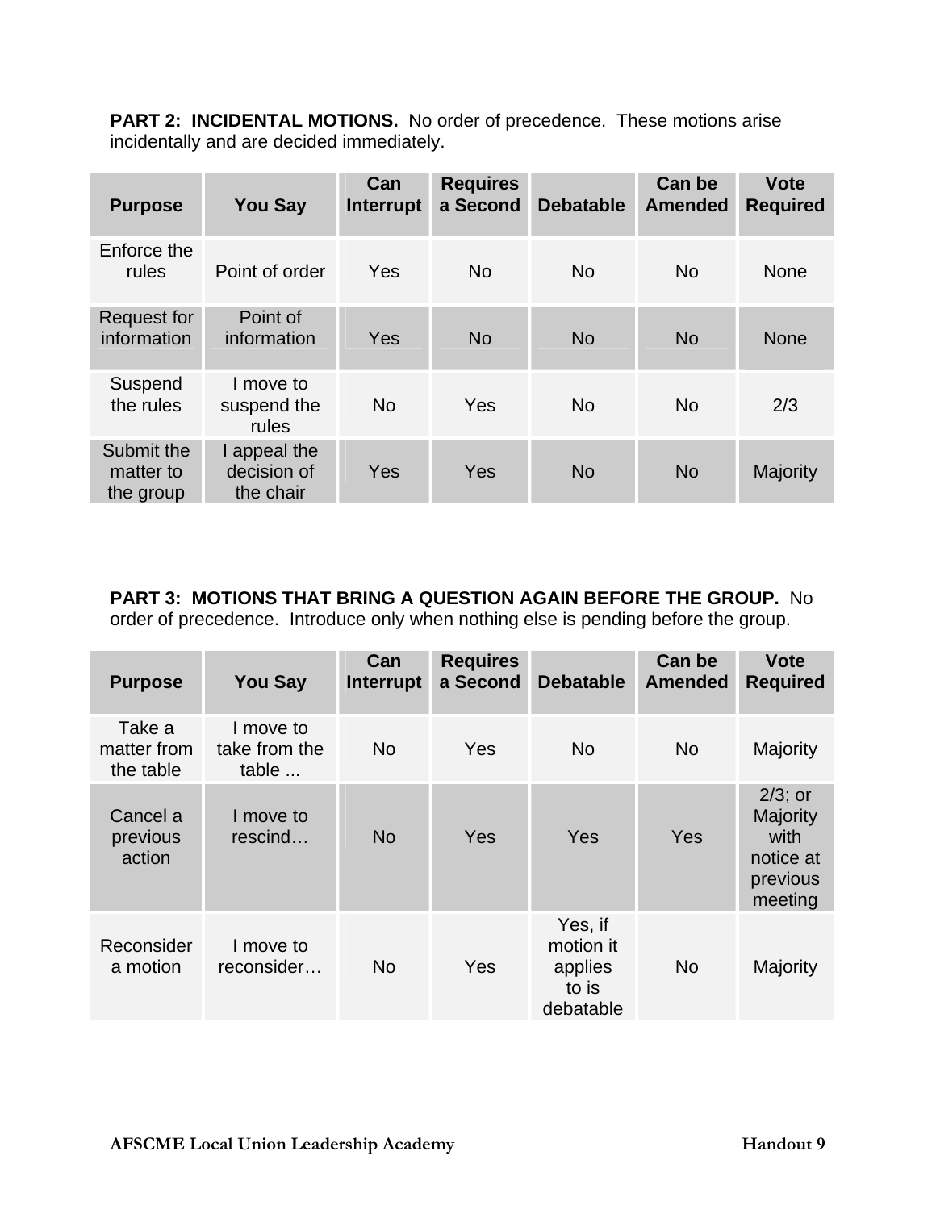**PART 2: INCIDENTAL MOTIONS.** No order of precedence. These motions arise incidentally and are decided immediately.

| Purpose | You Say | Can Interrupt | Requires a Second | Debatable | Can be Amended | Vote Required |
|---|---|---|---|---|---|---|
| Enforce the rules | Point of order | Yes | No | No | No | None |
| Request for information | Point of information | Yes | No | No | No | None |
| Suspend the rules | I move to suspend the rules | No | Yes | No | No | 2/3 |
| Submit the matter to the group | I appeal the decision of the chair | Yes | Yes | No | No | Majority |

**PART 3: MOTIONS THAT BRING A QUESTION AGAIN BEFORE THE GROUP.** No order of precedence. Introduce only when nothing else is pending before the group.

| Purpose | You Say | Can Interrupt | Requires a Second | Debatable | Can be Amended | Vote Required |
|---|---|---|---|---|---|---|
| Take a matter from the table | I move to take from the table ... | No | Yes | No | No | Majority |
| Cancel a previous action | I move to rescind… | No | Yes | Yes | Yes | 2/3; or Majority with notice at previous meeting |
| Reconsider a motion | I move to reconsider… | No | Yes | Yes, if motion it applies to is debatable | No | Majority |

**AFSCME Local Union Leadership Academy** **Handout 9**